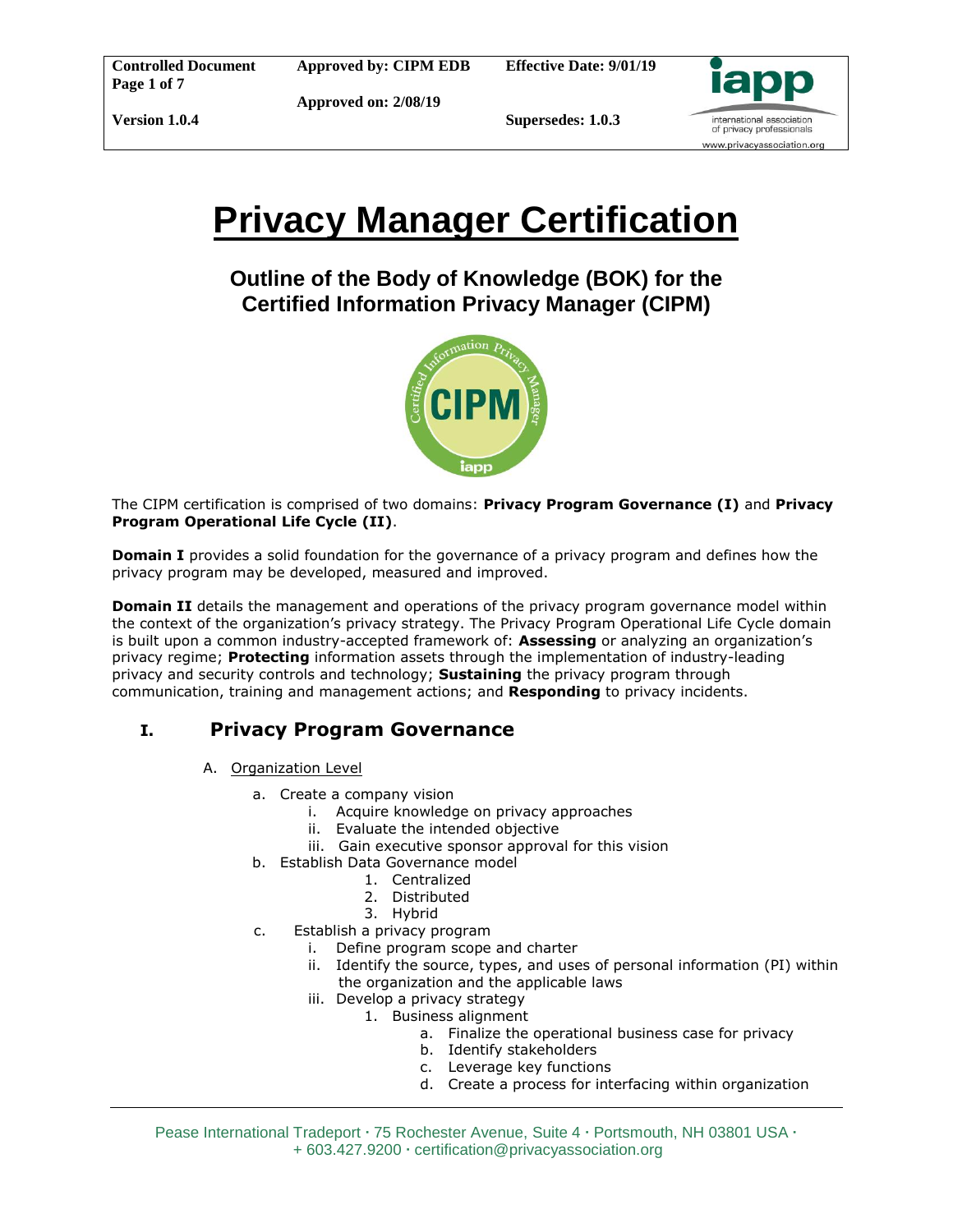| Controlled Document Page 1 of 7 | Approved by: CIPM EDB | Effective Date: 9/01/19 |
| --- | --- | --- |
| | Approved on: 2/08/19 | |
| Version 1.0.4 | | Supersedes: 1.0.3 |

# Privacy Manager Certification

## Outline of the Body of Knowledge (BOK) for the Certified Information Privacy Manager (CIPM)

The CIPM certification is comprised of two domains: **Privacy Program Governance (I)** and **Privacy Program Operational Life Cycle (II)**.

**Domain I** provides a solid foundation for the governance of a privacy program and defines how the privacy program may be developed, measured and improved.

**Domain II** details the management and operations of the privacy program governance model within the context of the organization's privacy strategy. The Privacy Program Operational Life Cycle domain is built upon a common industry-accepted framework of: **Assessing** or analyzing an organization's privacy regime; **Protecting** information assets through the implementation of industry-leading privacy and security controls and technology; **Sustaining** the privacy program through communication, training and management actions; and **Responding** to privacy incidents.

## I. Privacy Program Governance

A. Organization Level

- a. Create a company vision
  - i. Acquire knowledge on privacy approaches
  - ii. Evaluate the intended objective
  - iii. Gain executive sponsor approval for this vision
- b. Establish Data Governance model
  1. Centralized
  2. Distributed
  3. Hybrid
- c. Establish a privacy program
  - i. Define program scope and charter
  - ii. Identify the source, types, and uses of personal information (PI) within the organization and the applicable laws
  - iii. Develop a privacy strategy
    1. Business alignment
       - a. Finalize the operational business case for privacy
       - b. Identify stakeholders
       - c. Leverage key functions
       - d. Create a process for interfacing within organization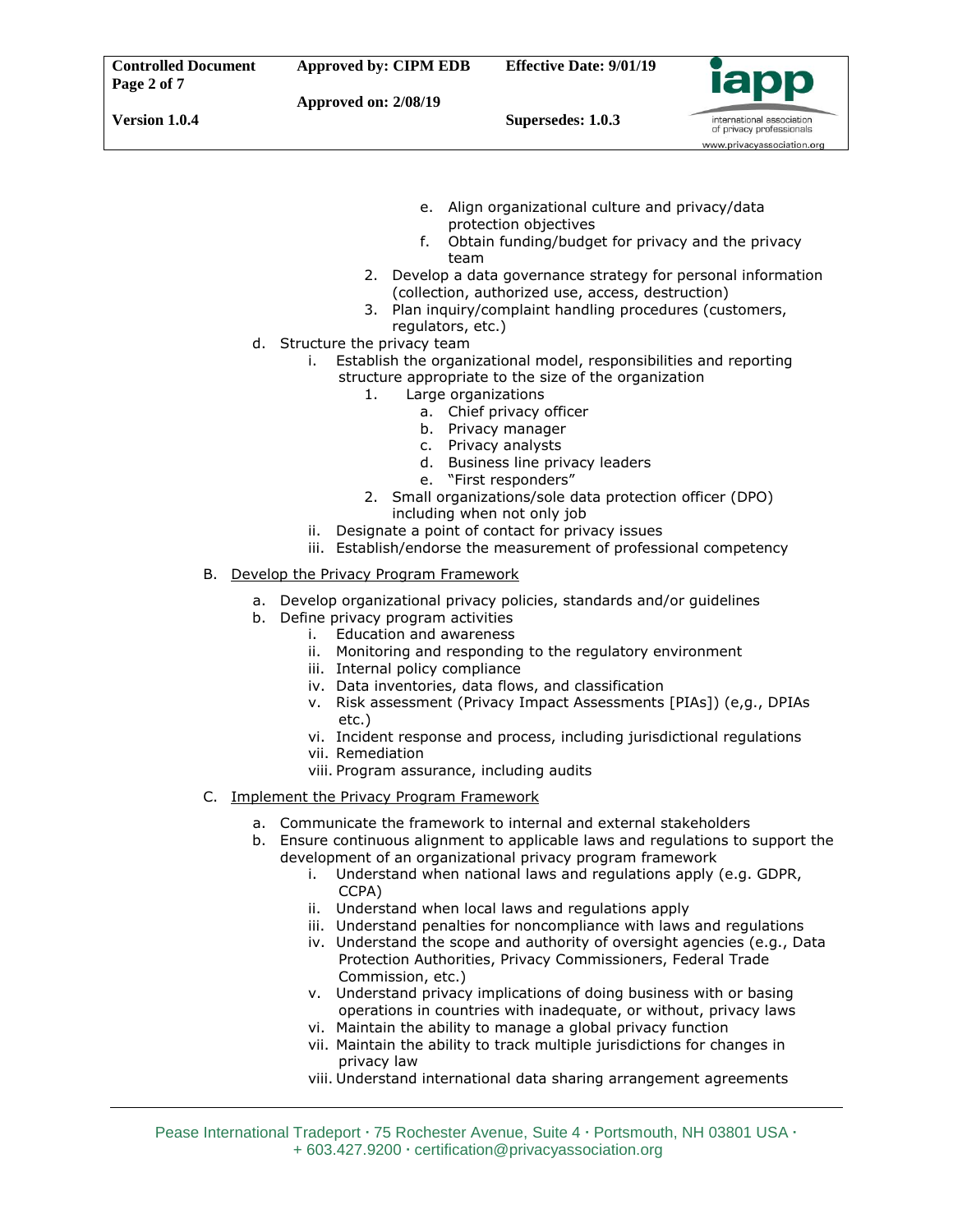e. Align organizational culture and privacy/data protection objectives
            f. Obtain funding/budget for privacy and the privacy team
        2. Develop a data governance strategy for personal information (collection, authorized use, access, destruction)
        3. Plan inquiry/complaint handling procedures (customers, regulators, etc.)

d. Structure the privacy team
    i. Establish the organizational model, responsibilities and reporting structure appropriate to the size of the organization
        1. Large organizations
            a. Chief privacy officer
            b. Privacy manager
            c. Privacy analysts
            d. Business line privacy leaders
            e. "First responders"
        2. Small organizations/sole data protection officer (DPO) including when not only job
    ii. Designate a point of contact for privacy issues
    iii. Establish/endorse the measurement of professional competency

B. Develop the Privacy Program Framework

a. Develop organizational privacy policies, standards and/or guidelines
b. Define privacy program activities
    i. Education and awareness
    ii. Monitoring and responding to the regulatory environment
    iii. Internal policy compliance
    iv. Data inventories, data flows, and classification
    v. Risk assessment (Privacy Impact Assessments [PIAs]) (e,g., DPIAs etc.)
    vi. Incident response and process, including jurisdictional regulations
    vii. Remediation
    viii. Program assurance, including audits

C. Implement the Privacy Program Framework

a. Communicate the framework to internal and external stakeholders
b. Ensure continuous alignment to applicable laws and regulations to support the development of an organizational privacy program framework
    i. Understand when national laws and regulations apply (e.g. GDPR, CCPA)
    ii. Understand when local laws and regulations apply
    iii. Understand penalties for noncompliance with laws and regulations
    iv. Understand the scope and authority of oversight agencies (e.g., Data Protection Authorities, Privacy Commissioners, Federal Trade Commission, etc.)
    v. Understand privacy implications of doing business with or basing operations in countries with inadequate, or without, privacy laws
    vi. Maintain the ability to manage a global privacy function
    vii. Maintain the ability to track multiple jurisdictions for changes in privacy law
    viii. Understand international data sharing arrangement agreements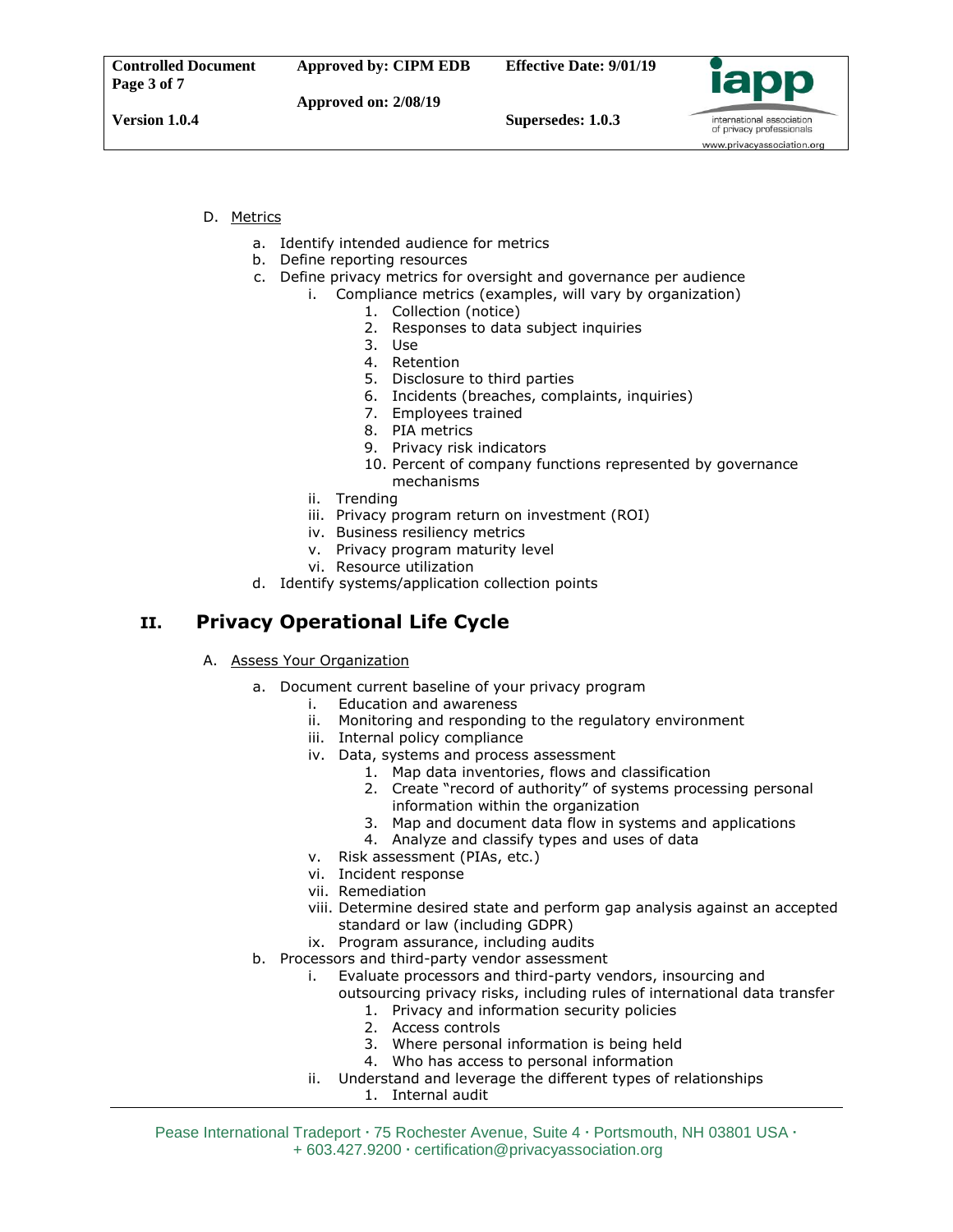D. Metrics

   a. Identify intended audience for metrics
   b. Define reporting resources
   c. Define privacy metrics for oversight and governance per audience
      i. Compliance metrics (examples, will vary by organization)
         1. Collection (notice)
         2. Responses to data subject inquiries
         3. Use
         4. Retention
         5. Disclosure to third parties
         6. Incidents (breaches, complaints, inquiries)
         7. Employees trained
         8. PIA metrics
         9. Privacy risk indicators
         10. Percent of company functions represented by governance mechanisms
      ii. Trending
      iii. Privacy program return on investment (ROI)
      iv. Business resiliency metrics
      v. Privacy program maturity level
      vi. Resource utilization
   d. Identify systems/application collection points

# II. Privacy Operational Life Cycle

A. Assess Your Organization

   a. Document current baseline of your privacy program
      i. Education and awareness
      ii. Monitoring and responding to the regulatory environment
      iii. Internal policy compliance
      iv. Data, systems and process assessment
         1. Map data inventories, flows and classification
         2. Create "record of authority" of systems processing personal information within the organization
         3. Map and document data flow in systems and applications
         4. Analyze and classify types and uses of data
      v. Risk assessment (PIAs, etc.)
      vi. Incident response
      vii. Remediation
      viii. Determine desired state and perform gap analysis against an accepted standard or law (including GDPR)
      ix. Program assurance, including audits
   b. Processors and third-party vendor assessment
      i. Evaluate processors and third-party vendors, insourcing and outsourcing privacy risks, including rules of international data transfer
         1. Privacy and information security policies
         2. Access controls
         3. Where personal information is being held
         4. Who has access to personal information
      ii. Understand and leverage the different types of relationships
         1. Internal audit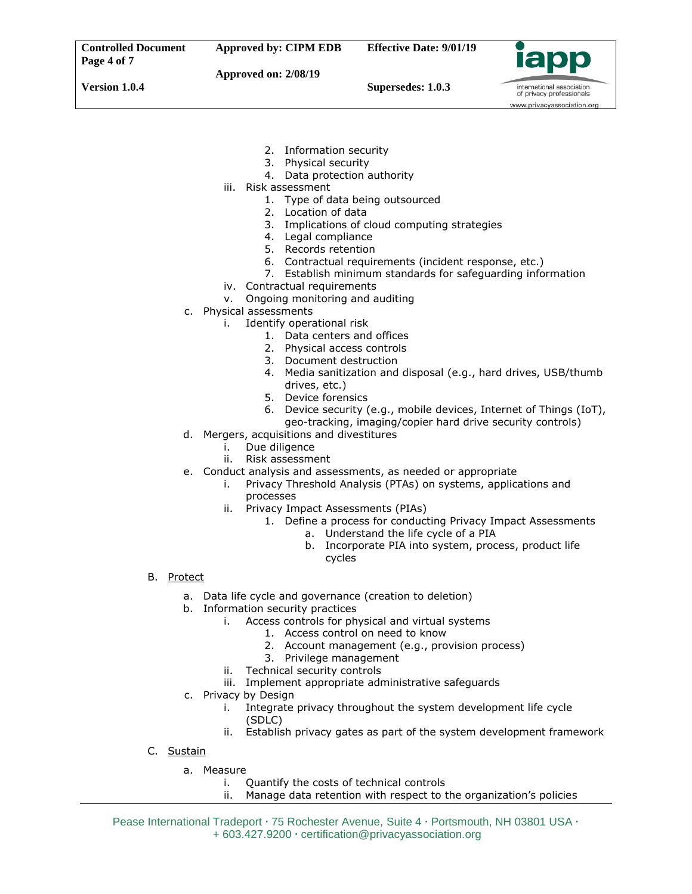2. Information security
            3. Physical security
            4. Data protection authority
        iii. Risk assessment
            1. Type of data being outsourced
            2. Location of data
            3. Implications of cloud computing strategies
            4. Legal compliance
            5. Records retention
            6. Contractual requirements (incident response, etc.)
            7. Establish minimum standards for safeguarding information
        iv. Contractual requirements
        v. Ongoing monitoring and auditing
    c. Physical assessments
        i. Identify operational risk
            1. Data centers and offices
            2. Physical access controls
            3. Document destruction
            4. Media sanitization and disposal (e.g., hard drives, USB/thumb drives, etc.)
            5. Device forensics
            6. Device security (e.g., mobile devices, Internet of Things (IoT), geo-tracking, imaging/copier hard drive security controls)
    d. Mergers, acquisitions and divestitures
        i. Due diligence
        ii. Risk assessment
    e. Conduct analysis and assessments, as needed or appropriate
        i. Privacy Threshold Analysis (PTAs) on systems, applications and processes
        ii. Privacy Impact Assessments (PIAs)
            1. Define a process for conducting Privacy Impact Assessments
                a. Understand the life cycle of a PIA
                b. Incorporate PIA into system, process, product life cycles

B. Protect

    a. Data life cycle and governance (creation to deletion)
    b. Information security practices
        i. Access controls for physical and virtual systems
            1. Access control on need to know
            2. Account management (e.g., provision process)
            3. Privilege management
        ii. Technical security controls
        iii. Implement appropriate administrative safeguards
    c. Privacy by Design
        i. Integrate privacy throughout the system development life cycle (SDLC)
        ii. Establish privacy gates as part of the system development framework

C. Sustain

    a. Measure
        i. Quantify the costs of technical controls
        ii. Manage data retention with respect to the organization's policies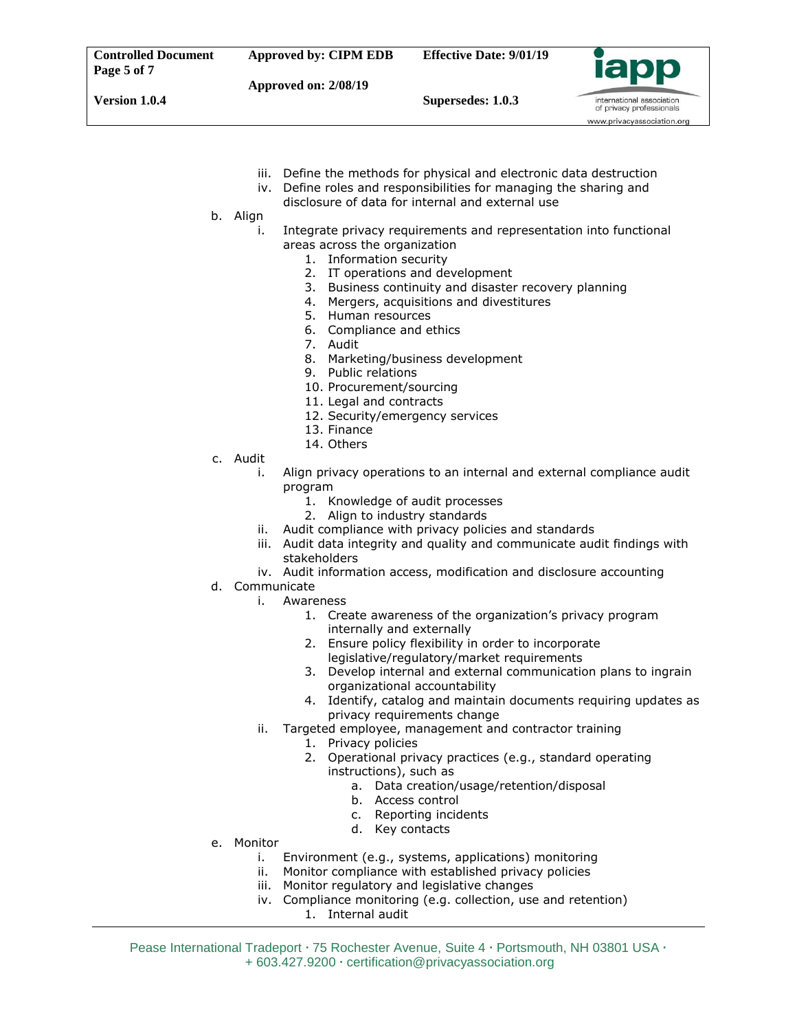iii. Define the methods for physical and electronic data destruction
iv. Define roles and responsibilities for managing the sharing and disclosure of data for internal and external use

b. Align
   i. Integrate privacy requirements and representation into functional areas across the organization
      1. Information security
      2. IT operations and development
      3. Business continuity and disaster recovery planning
      4. Mergers, acquisitions and divestitures
      5. Human resources
      6. Compliance and ethics
      7. Audit
      8. Marketing/business development
      9. Public relations
      10. Procurement/sourcing
      11. Legal and contracts
      12. Security/emergency services
      13. Finance
      14. Others

c. Audit
   i. Align privacy operations to an internal and external compliance audit program
      1. Knowledge of audit processes
      2. Align to industry standards
   ii. Audit compliance with privacy policies and standards
   iii. Audit data integrity and quality and communicate audit findings with stakeholders
   iv. Audit information access, modification and disclosure accounting

d. Communicate
   i. Awareness
      1. Create awareness of the organization's privacy program internally and externally
      2. Ensure policy flexibility in order to incorporate legislative/regulatory/market requirements
      3. Develop internal and external communication plans to ingrain organizational accountability
      4. Identify, catalog and maintain documents requiring updates as privacy requirements change
   ii. Targeted employee, management and contractor training
      1. Privacy policies
      2. Operational privacy practices (e.g., standard operating instructions), such as
         a. Data creation/usage/retention/disposal
         b. Access control
         c. Reporting incidents
         d. Key contacts

e. Monitor
   i. Environment (e.g., systems, applications) monitoring
   ii. Monitor compliance with established privacy policies
   iii. Monitor regulatory and legislative changes
   iv. Compliance monitoring (e.g. collection, use and retention)
      1. Internal audit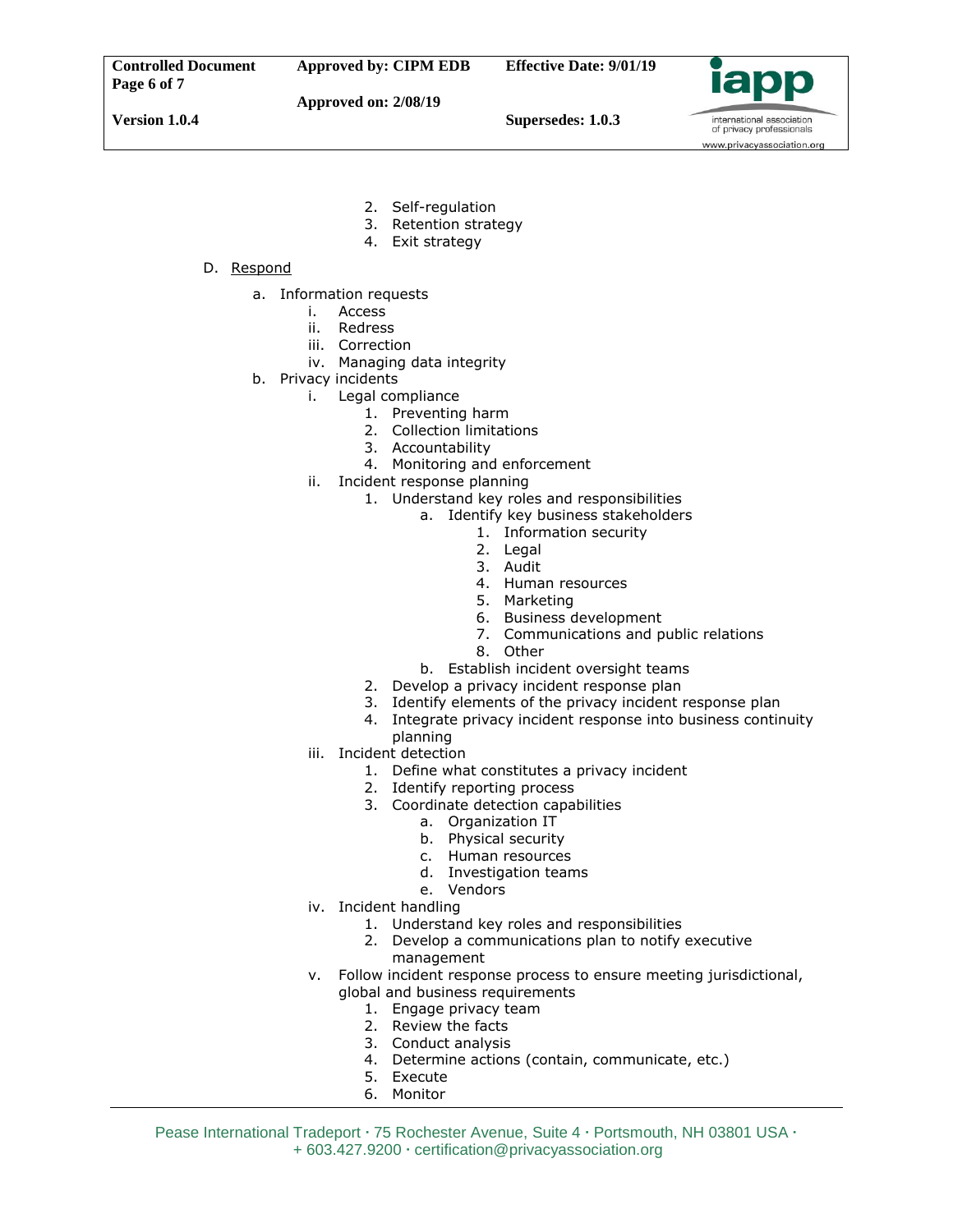2. Self-regulation
3. Retention strategy
4. Exit strategy

D. <u>Respond</u>

- a. Information requests
    - i. Access
    - ii. Redress
    - iii. Correction
    - iv. Managing data integrity
- b. Privacy incidents
    - i. Legal compliance
        1. Preventing harm
        2. Collection limitations
        3. Accountability
        4. Monitoring and enforcement
    - ii. Incident response planning
        1. Understand key roles and responsibilities
            - a. Identify key business stakeholders
                1. Information security
                2. Legal
                3. Audit
                4. Human resources
                5. Marketing
                6. Business development
                7. Communications and public relations
                8. Other
            - b. Establish incident oversight teams
        2. Develop a privacy incident response plan
        3. Identify elements of the privacy incident response plan
        4. Integrate privacy incident response into business continuity planning
    - iii. Incident detection
        1. Define what constitutes a privacy incident
        2. Identify reporting process
        3. Coordinate detection capabilities
            - a. Organization IT
            - b. Physical security
            - c. Human resources
            - d. Investigation teams
            - e. Vendors
    - iv. Incident handling
        1. Understand key roles and responsibilities
        2. Develop a communications plan to notify executive management
    - v. Follow incident response process to ensure meeting jurisdictional, global and business requirements
        1. Engage privacy team
        2. Review the facts
        3. Conduct analysis
        4. Determine actions (contain, communicate, etc.)
        5. Execute
        6. Monitor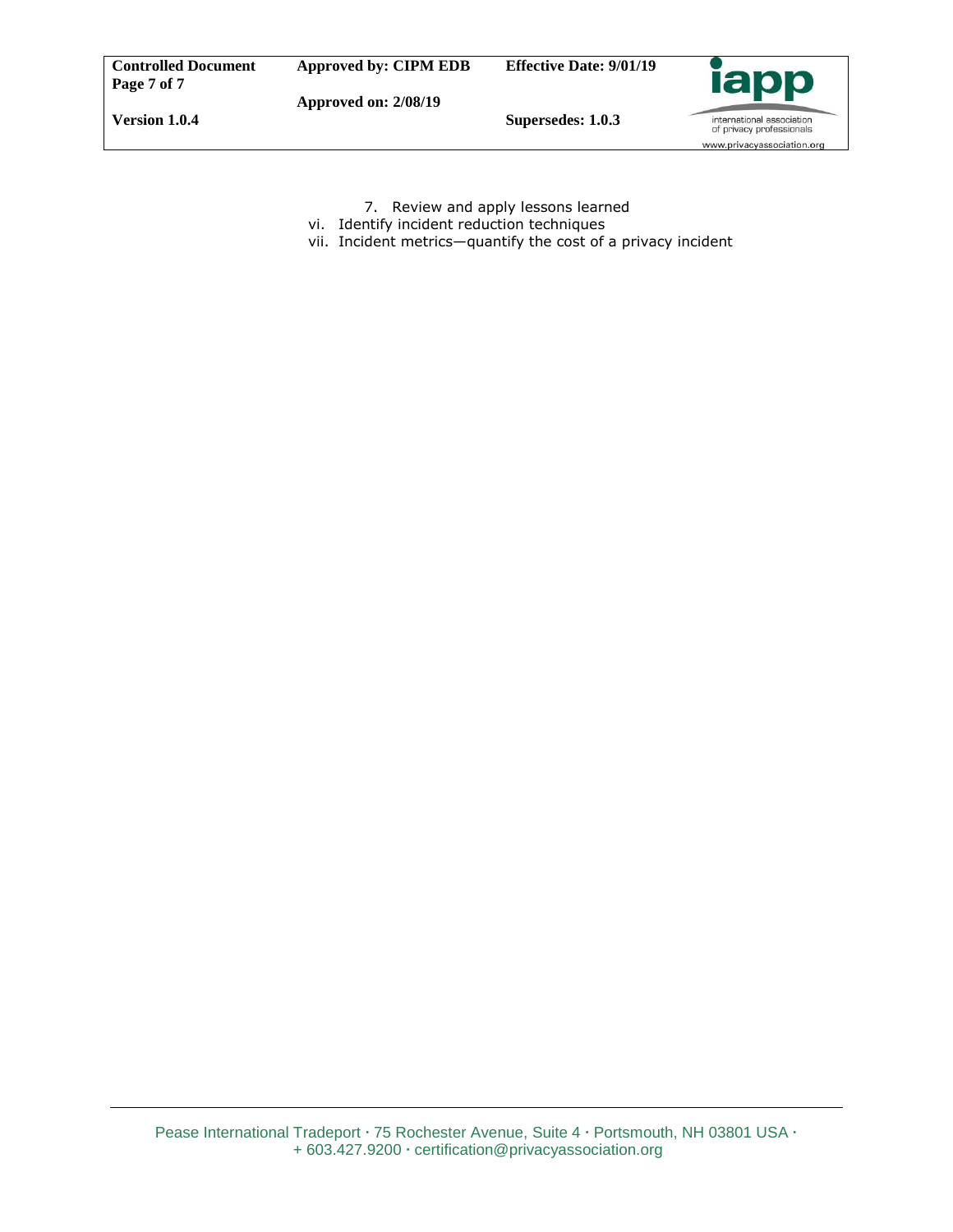7. Review and apply lessons learned

vi. Identify incident reduction techniques

vii. Incident metrics—quantify the cost of a privacy incident